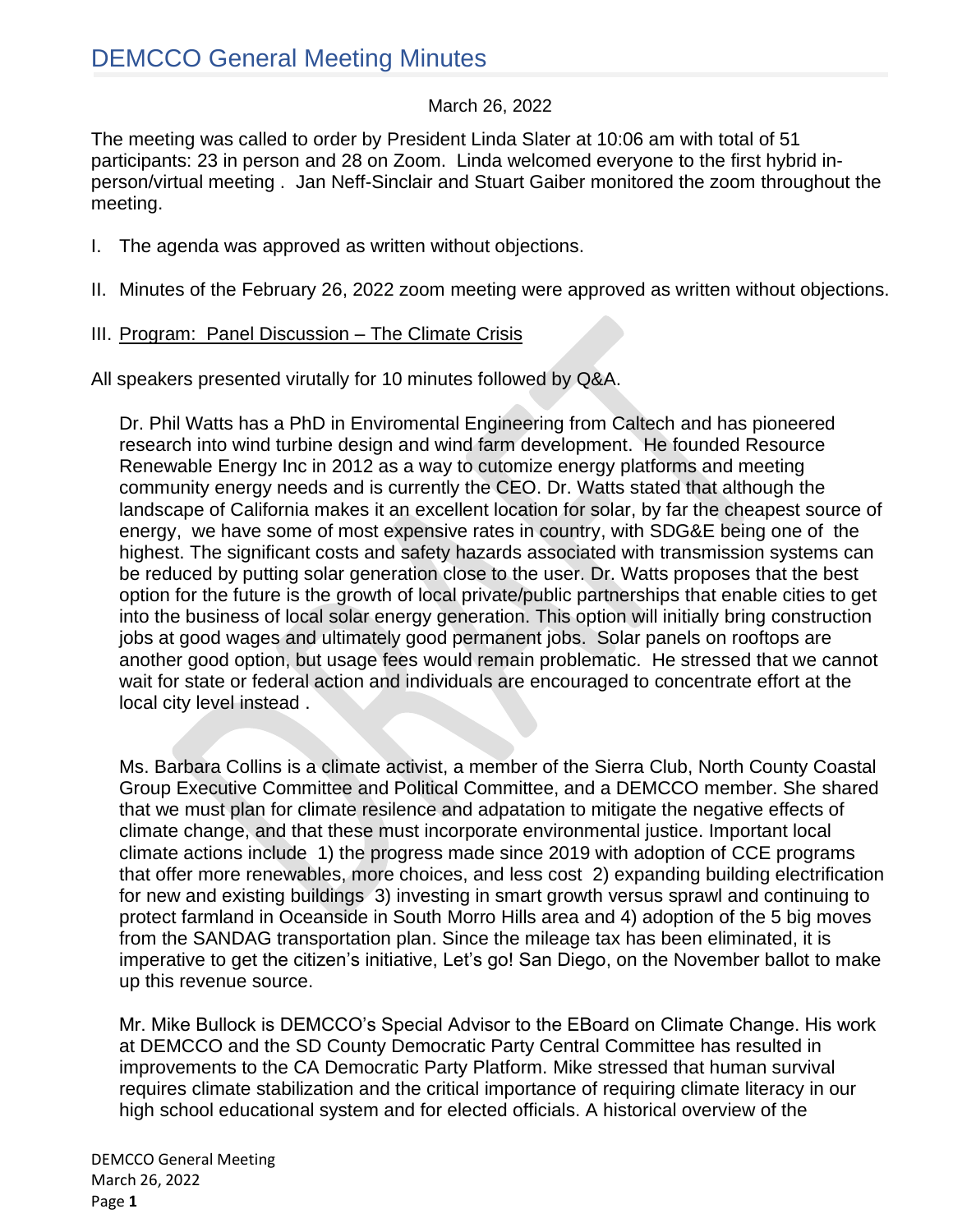# DEMCCO General Meeting Minutes

March 26, 2022

The meeting was called to order by President Linda Slater at 10:06 am with total of 51 participants: 23 in person and 28 on Zoom. Linda welcomed everyone to the first hybrid in-person/virtual meeting . Jan Neff-Sinclair and Stuart Gaiber monitored the zoom throughout the meeting.

I. The agenda was approved as written without objections.

II. Minutes of the February 26, 2022 zoom meeting were approved as written without objections.

III. <u>Program: Panel Discussion – The Climate Crisis</u>

All speakers presented virutally for 10 minutes followed by Q&A.

Dr. Phil Watts has a PhD in Enviromental Engineering from Caltech and has pioneered research into wind turbine design and wind farm development. He founded Resource Renewable Energy Inc in 2012 as a way to cutomize energy platforms and meeting community energy needs and is currently the CEO. Dr. Watts stated that although the landscape of California makes it an excellent location for solar, by far the cheapest source of energy, we have some of most expensive rates in country, with SDG&E being one of the highest. The significant costs and safety hazards associated with transmission systems can be reduced by putting solar generation close to the user. Dr. Watts proposes that the best option for the future is the growth of local private/public partnerships that enable cities to get into the business of local solar energy generation. This option will initially bring construction jobs at good wages and ultimately good permanent jobs. Solar panels on rooftops are another good option, but usage fees would remain problematic. He stressed that we cannot wait for state or federal action and individuals are encouraged to concentrate effort at the local city level instead .

Ms. Barbara Collins is a climate activist, a member of the Sierra Club, North County Coastal Group Executive Committee and Political Committee, and a DEMCCO member. She shared that we must plan for climate resilence and adpatation to mitigate the negative effects of climate change, and that these must incorporate environmental justice. Important local climate actions include 1) the progress made since 2019 with adoption of CCE programs that offer more renewables, more choices, and less cost 2) expanding building electrification for new and existing buildings 3) investing in smart growth versus sprawl and continuing to protect farmland in Oceanside in South Morro Hills area and 4) adoption of the 5 big moves from the SANDAG transportation plan. Since the mileage tax has been eliminated, it is imperative to get the citizen's initiative, Let's go! San Diego, on the November ballot to make up this revenue source.

Mr. Mike Bullock is DEMCCO's Special Advisor to the EBoard on Climate Change. His work at DEMCCO and the SD County Democratic Party Central Committee has resulted in improvements to the CA Democratic Party Platform. Mike stressed that human survival requires climate stabilization and the critical importance of requiring climate literacy in our high school educational system and for elected officials. A historical overview of the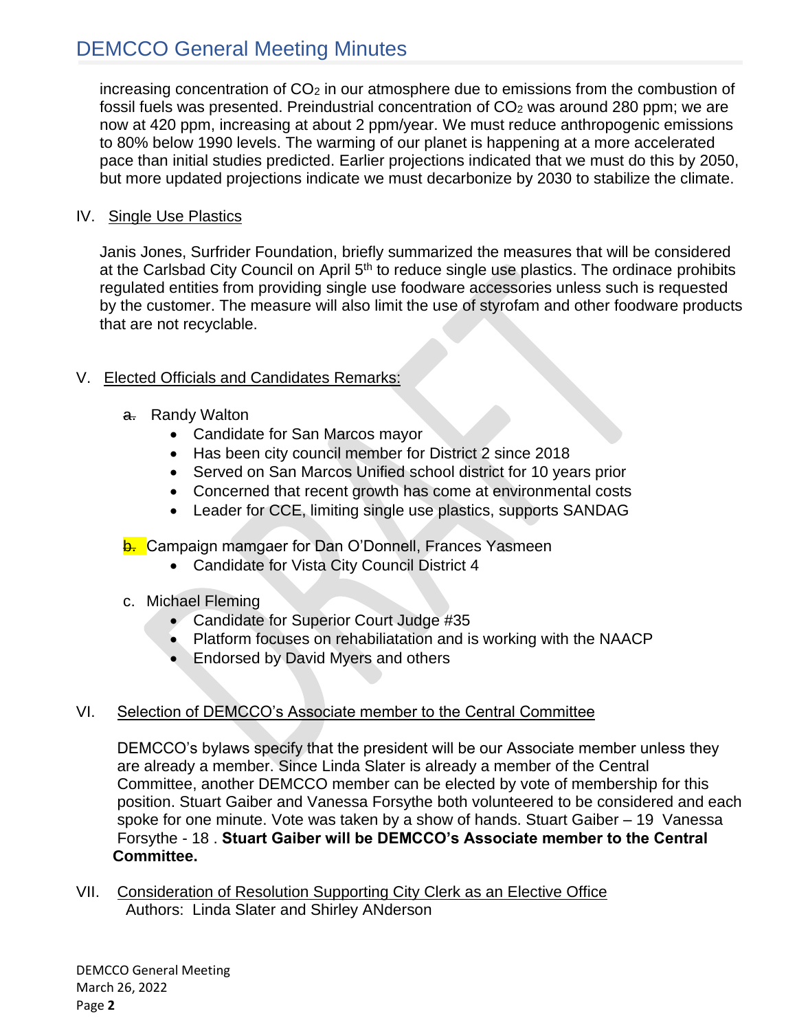increasing concentration of $CO_2$ in our atmosphere due to emissions from the combustion of fossil fuels was presented. Preindustrial concentration of $CO_2$ was around 280 ppm; we are now at 420 ppm, increasing at about 2 ppm/year. We must reduce anthropogenic emissions to 80% below 1990 levels. The warming of our planet is happening at a more accelerated pace than initial studies predicted. Earlier projections indicated that we must do this by 2050, but more updated projections indicate we must decarbonize by 2030 to stabilize the climate.

IV. Single Use Plastics

Janis Jones, Surfrider Foundation, briefly summarized the measures that will be considered at the Carlsbad City Council on April 5th to reduce single use plastics. The ordinace prohibits regulated entities from providing single use foodware accessories unless such is requested by the customer. The measure will also limit the use of styrofam and other foodware products that are not recyclable.

V. Elected Officials and Candidates Remarks:

a. Randy Walton
- Candidate for San Marcos mayor
- Has been city council member for District 2 since 2018
- Served on San Marcos Unified school district for 10 years prior
- Concerned that recent growth has come at environmental costs
- Leader for CCE, limiting single use plastics, supports SANDAG

b. Campaign mamgaer for Dan O'Donnell, Frances Yasmeen
- Candidate for Vista City Council District 4

c. Michael Fleming
- Candidate for Superior Court Judge #35
- Platform focuses on rehabiliatation and is working with the NAACP
- Endorsed by David Myers and others

VI. Selection of DEMCCO's Associate member to the Central Committee

DEMCCO's bylaws specify that the president will be our Associate member unless they are already a member. Since Linda Slater is already a member of the Central Committee, another DEMCCO member can be elected by vote of membership for this position. Stuart Gaiber and Vanessa Forsythe both volunteered to be considered and each spoke for one minute. Vote was taken by a show of hands. Stuart Gaiber – 19 Vanessa Forsythe - 18 . **Stuart Gaiber will be DEMCCO's Associate member to the Central Committee.**

VII. Consideration of Resolution Supporting City Clerk as an Elective Office
Authors: Linda Slater and Shirley ANderson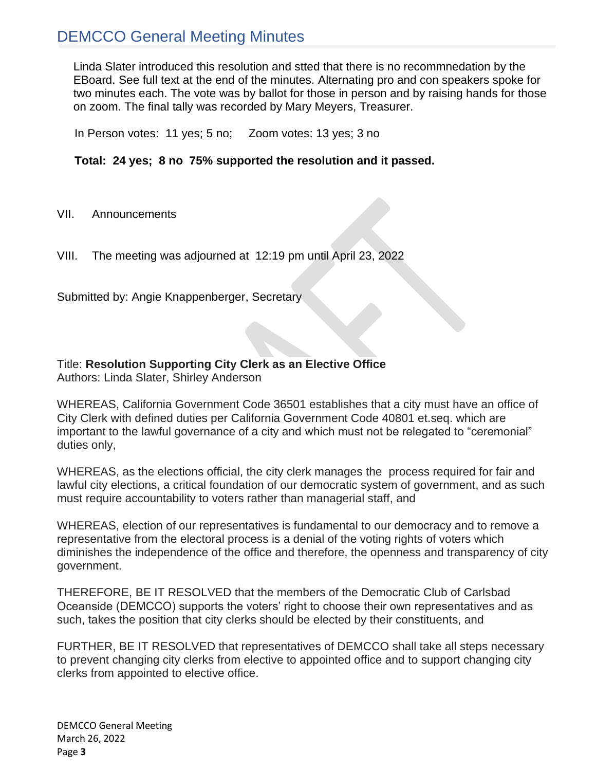Linda Slater introduced this resolution and stted that there is no recommnedation by the EBoard. See full text at the end of the minutes. Alternating pro and con speakers spoke for two minutes each. The vote was by ballot for those in person and by raising hands for those on zoom. The final tally was recorded by Mary Meyers, Treasurer.

In Person votes: 11 yes; 5 no; Zoom votes: 13 yes; 3 no

**Total: 24 yes; 8 no 75% supported the resolution and it passed.**

VII. Announcements

VIII. The meeting was adjourned at 12:19 pm until April 23, 2022

Submitted by: Angie Knappenberger, Secretary

Title: **Resolution Supporting City Clerk as an Elective Office**
Authors: Linda Slater, Shirley Anderson

WHEREAS, California Government Code 36501 establishes that a city must have an office of City Clerk with defined duties per California Government Code 40801 et.seq. which are important to the lawful governance of a city and which must not be relegated to "ceremonial" duties only,

WHEREAS, as the elections official, the city clerk manages the process required for fair and lawful city elections, a critical foundation of our democratic system of government, and as such must require accountability to voters rather than managerial staff, and

WHEREAS, election of our representatives is fundamental to our democracy and to remove a representative from the electoral process is a denial of the voting rights of voters which diminishes the independence of the office and therefore, the openness and transparency of city government.

THEREFORE, BE IT RESOLVED that the members of the Democratic Club of Carlsbad Oceanside (DEMCCO) supports the voters' right to choose their own representatives and as such, takes the position that city clerks should be elected by their constituents, and

FURTHER, BE IT RESOLVED that representatives of DEMCCO shall take all steps necessary to prevent changing city clerks from elective to appointed office and to support changing city clerks from appointed to elective office.